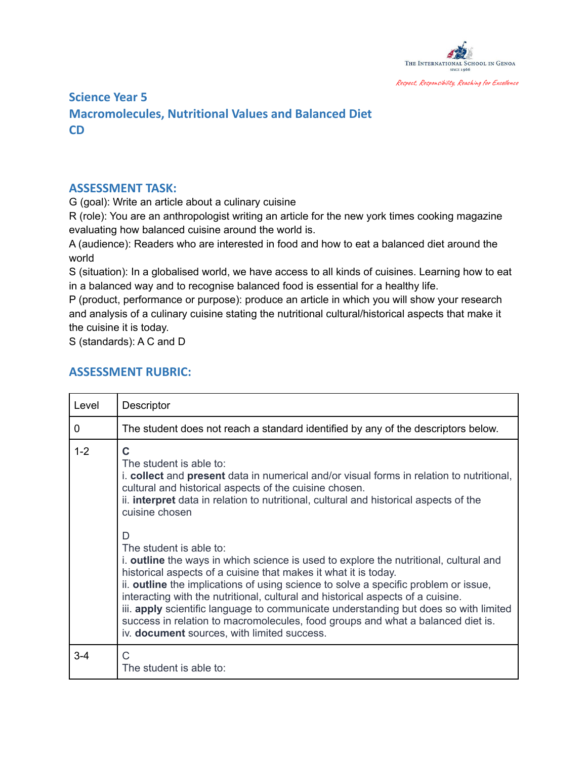The International School in Genoa
Since 1966

*Respect, Responsibility, Reaching for Excellence*

## Science Year 5
## Macromolecules, Nutritional Values and Balanced Diet
## CD

### ASSESSMENT TASK:

G (goal): Write an article about a culinary cuisine

R (role): You are an anthropologist writing an article for the new york times cooking magazine evaluating how balanced cuisine around the world is.

A (audience): Readers who are interested in food and how to eat a balanced diet around the world

S (situation): In a globalised world, we have access to all kinds of cuisines. Learning how to eat in a balanced way and to recognise balanced food is essential for a healthy life.

P (product, performance or purpose): produce an article in which you will show your research and analysis of a culinary cuisine stating the nutritional cultural/historical aspects that make it the cuisine it is today.

S (standards): A C and D

### ASSESSMENT RUBRIC:

| Level | Descriptor |
|---|---|
| 0 | The student does not reach a standard identified by any of the descriptors below. |
| 1-2 | **C**<br>The student is able to:<br>i. **collect** and **present** data in numerical and/or visual forms in relation to nutritional, cultural and historical aspects of the cuisine chosen.<br>ii. **interpret** data in relation to nutritional, cultural and historical aspects of the cuisine chosen<br><br>D<br>The student is able to:<br>i. **outline** the ways in which science is used to explore the nutritional, cultural and historical aspects of a cuisine that makes it what it is today.<br>ii. **outline** the implications of using science to solve a specific problem or issue, interacting with the nutritional, cultural and historical aspects of a cuisine.<br>iii. **apply** scientific language to communicate understanding but does so with limited success in relation to macromolecules, food groups and what a balanced diet is.<br>iv. **document** sources, with limited success. |
| 3-4 | C<br>The student is able to: |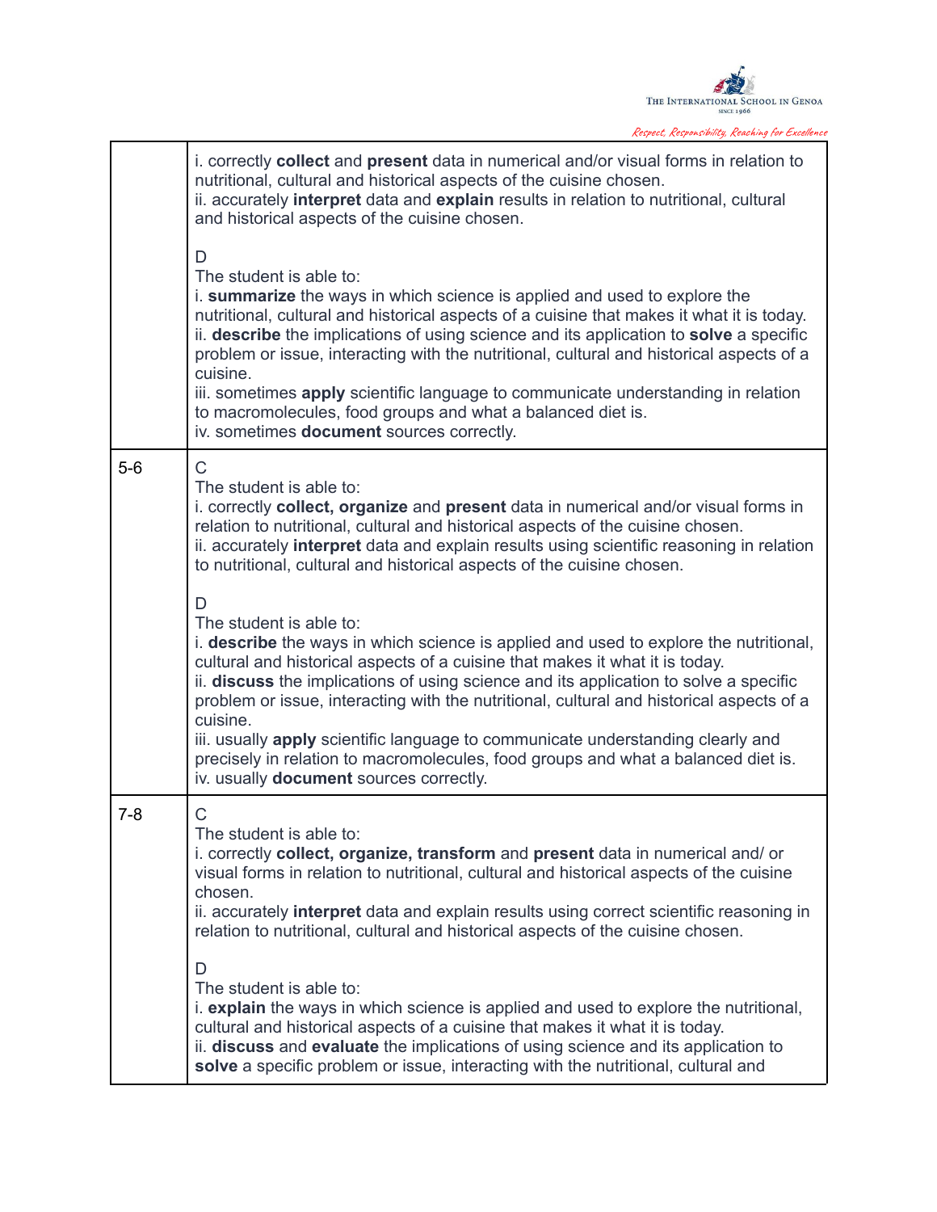| | |
|---|---|
| | i. correctly **collect** and **present** data in numerical and/or visual forms in relation to nutritional, cultural and historical aspects of the cuisine chosen.<br>ii. accurately **interpret** data and **explain** results in relation to nutritional, cultural and historical aspects of the cuisine chosen.<br><br>D<br>The student is able to:<br>i. **summarize** the ways in which science is applied and used to explore the nutritional, cultural and historical aspects of a cuisine that makes it what it is today.<br>ii. **describe** the implications of using science and its application to **solve** a specific problem or issue, interacting with the nutritional, cultural and historical aspects of a cuisine.<br>iii. sometimes **apply** scientific language to communicate understanding in relation to macromolecules, food groups and what a balanced diet is.<br>iv. sometimes **document** sources correctly. |
| 5-6 | C<br>The student is able to:<br>i. correctly **collect, organize** and **present** data in numerical and/or visual forms in relation to nutritional, cultural and historical aspects of the cuisine chosen.<br>ii. accurately **interpret** data and explain results using scientific reasoning in relation to nutritional, cultural and historical aspects of the cuisine chosen.<br><br>D<br>The student is able to:<br>i. **describe** the ways in which science is applied and used to explore the nutritional, cultural and historical aspects of a cuisine that makes it what it is today.<br>ii. **discuss** the implications of using science and its application to solve a specific problem or issue, interacting with the nutritional, cultural and historical aspects of a cuisine.<br>iii. usually **apply** scientific language to communicate understanding clearly and precisely in relation to macromolecules, food groups and what a balanced diet is.<br>iv. usually **document** sources correctly. |
| 7-8 | C<br>The student is able to:<br>i. correctly **collect, organize, transform** and **present** data in numerical and/ or visual forms in relation to nutritional, cultural and historical aspects of the cuisine chosen.<br>ii. accurately **interpret** data and explain results using correct scientific reasoning in relation to nutritional, cultural and historical aspects of the cuisine chosen.<br><br>D<br>The student is able to:<br>i. **explain** the ways in which science is applied and used to explore the nutritional, cultural and historical aspects of a cuisine that makes it what it is today.<br>ii. **discuss** and **evaluate** the implications of using science and its application to **solve** a specific problem or issue, interacting with the nutritional, cultural and |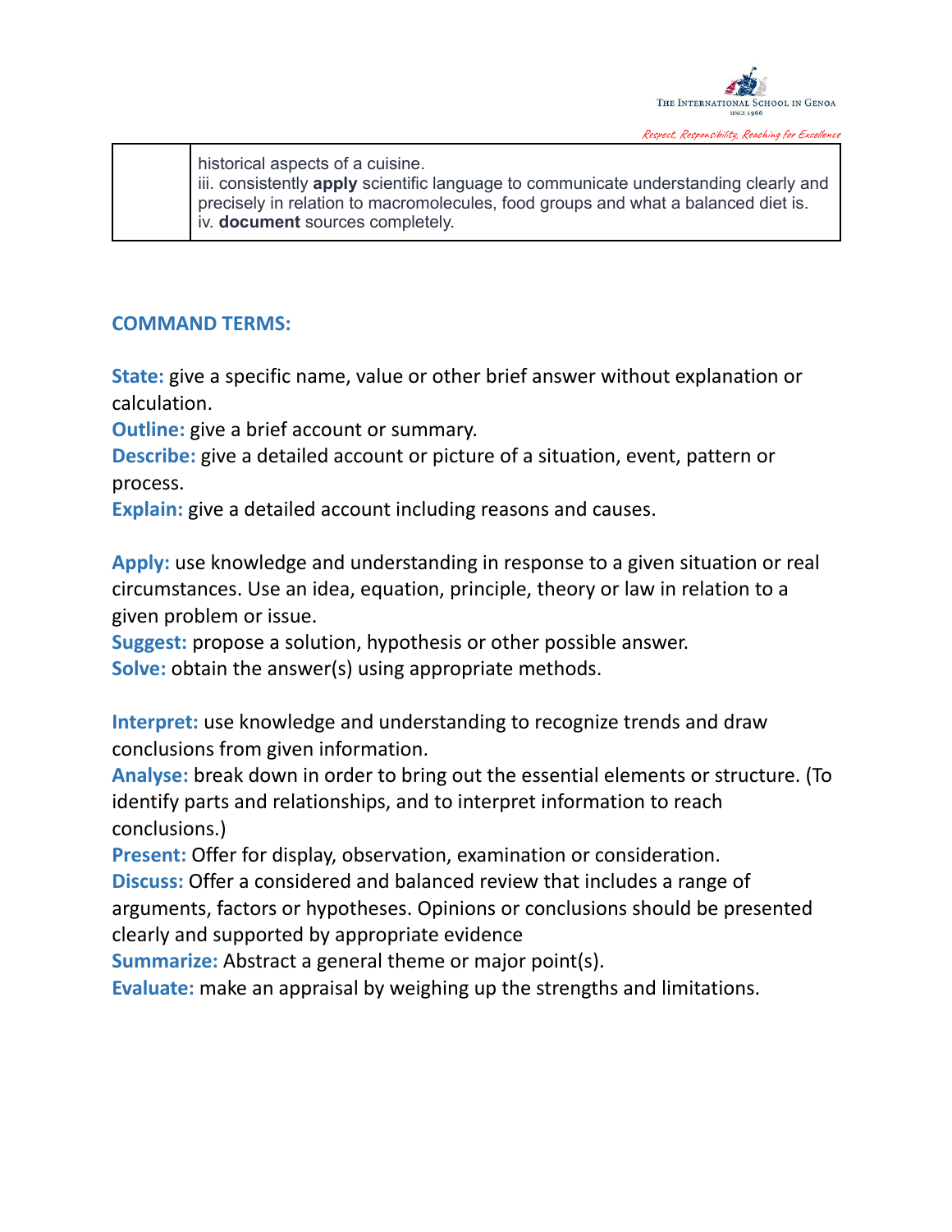|  | historical aspects of a cuisine.<br>iii. consistently **apply** scientific language to communicate understanding clearly and precisely in relation to macromolecules, food groups and what a balanced diet is.<br>iv. **document** sources completely. |
|---|---|

## COMMAND TERMS:

**State:** give a specific name, value or other brief answer without explanation or calculation.
**Outline:** give a brief account or summary.
**Describe:** give a detailed account or picture of a situation, event, pattern or process.
**Explain:** give a detailed account including reasons and causes.

**Apply:** use knowledge and understanding in response to a given situation or real circumstances. Use an idea, equation, principle, theory or law in relation to a given problem or issue.
**Suggest:** propose a solution, hypothesis or other possible answer.
**Solve:** obtain the answer(s) using appropriate methods.

**Interpret:** use knowledge and understanding to recognize trends and draw conclusions from given information.
**Analyse:** break down in order to bring out the essential elements or structure. (To identify parts and relationships, and to interpret information to reach conclusions.)
**Present:** Offer for display, observation, examination or consideration.
**Discuss:** Offer a considered and balanced review that includes a range of arguments, factors or hypotheses. Opinions or conclusions should be presented clearly and supported by appropriate evidence
**Summarize:** Abstract a general theme or major point(s).
**Evaluate:** make an appraisal by weighing up the strengths and limitations.